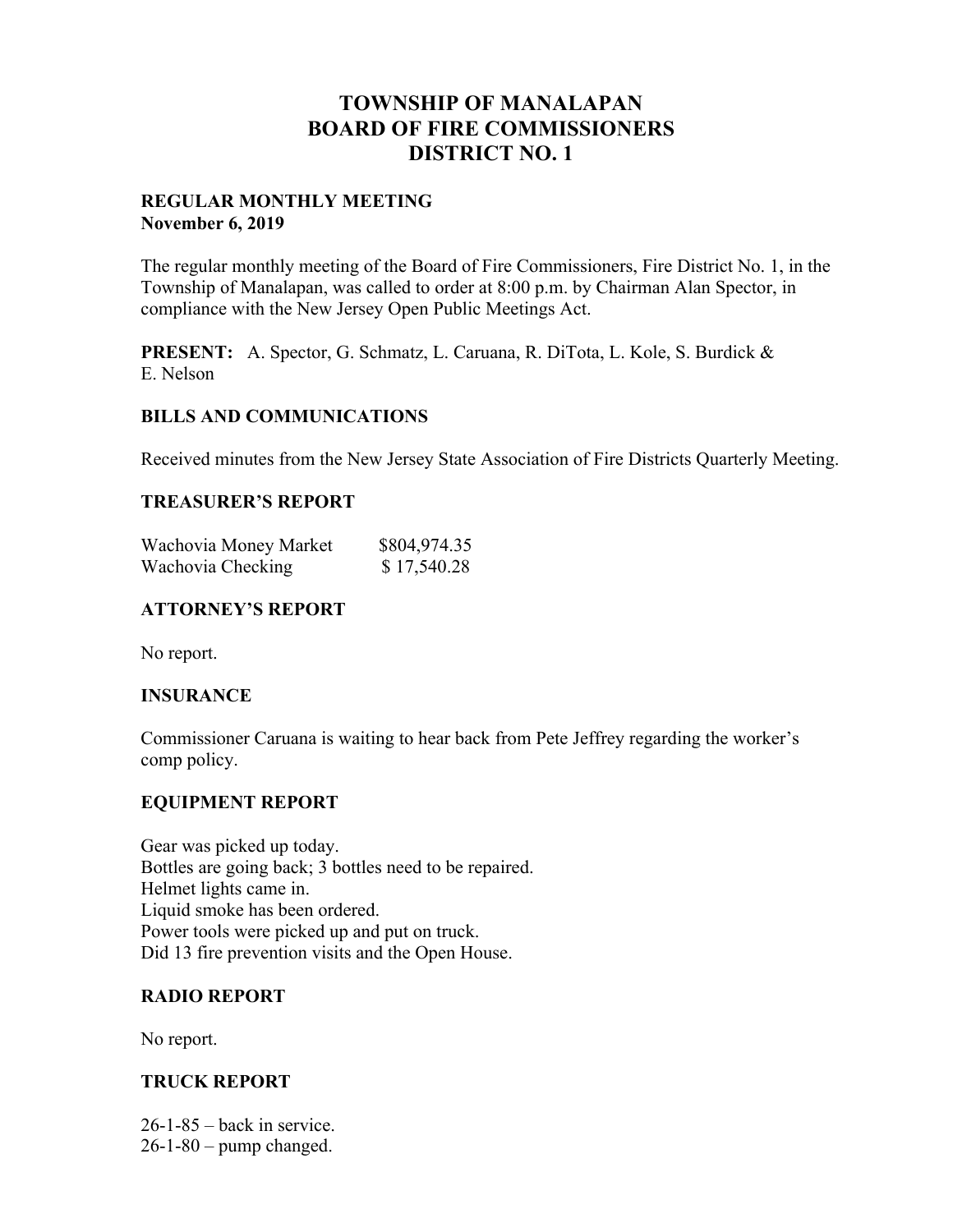# TOWNSHIP OF MANALAPAN
# BOARD OF FIRE COMMISSIONERS
# DISTRICT NO. 1

**REGULAR MONTHLY MEETING**
**November 6, 2019**

The regular monthly meeting of the Board of Fire Commissioners, Fire District No. 1, in the Township of Manalapan, was called to order at 8:00 p.m. by Chairman Alan Spector, in compliance with the New Jersey Open Public Meetings Act.

**PRESENT:** A. Spector, G. Schmatz, L. Caruana, R. DiTota, L. Kole, S. Burdick & E. Nelson

### BILLS AND COMMUNICATIONS

Received minutes from the New Jersey State Association of Fire Districts Quarterly Meeting.

### TREASURER'S REPORT

| | |
|---|---|
| Wachovia Money Market | $804,974.35 |
| Wachovia Checking | $ 17,540.28 |

### ATTORNEY'S REPORT

No report.

### INSURANCE

Commissioner Caruana is waiting to hear back from Pete Jeffrey regarding the worker's comp policy.

### EQUIPMENT REPORT

Gear was picked up today.
Bottles are going back; 3 bottles need to be repaired.
Helmet lights came in.
Liquid smoke has been ordered.
Power tools were picked up and put on truck.
Did 13 fire prevention visits and the Open House.

### RADIO REPORT

No report.

### TRUCK REPORT

26-1-85 – back in service.
26-1-80 – pump changed.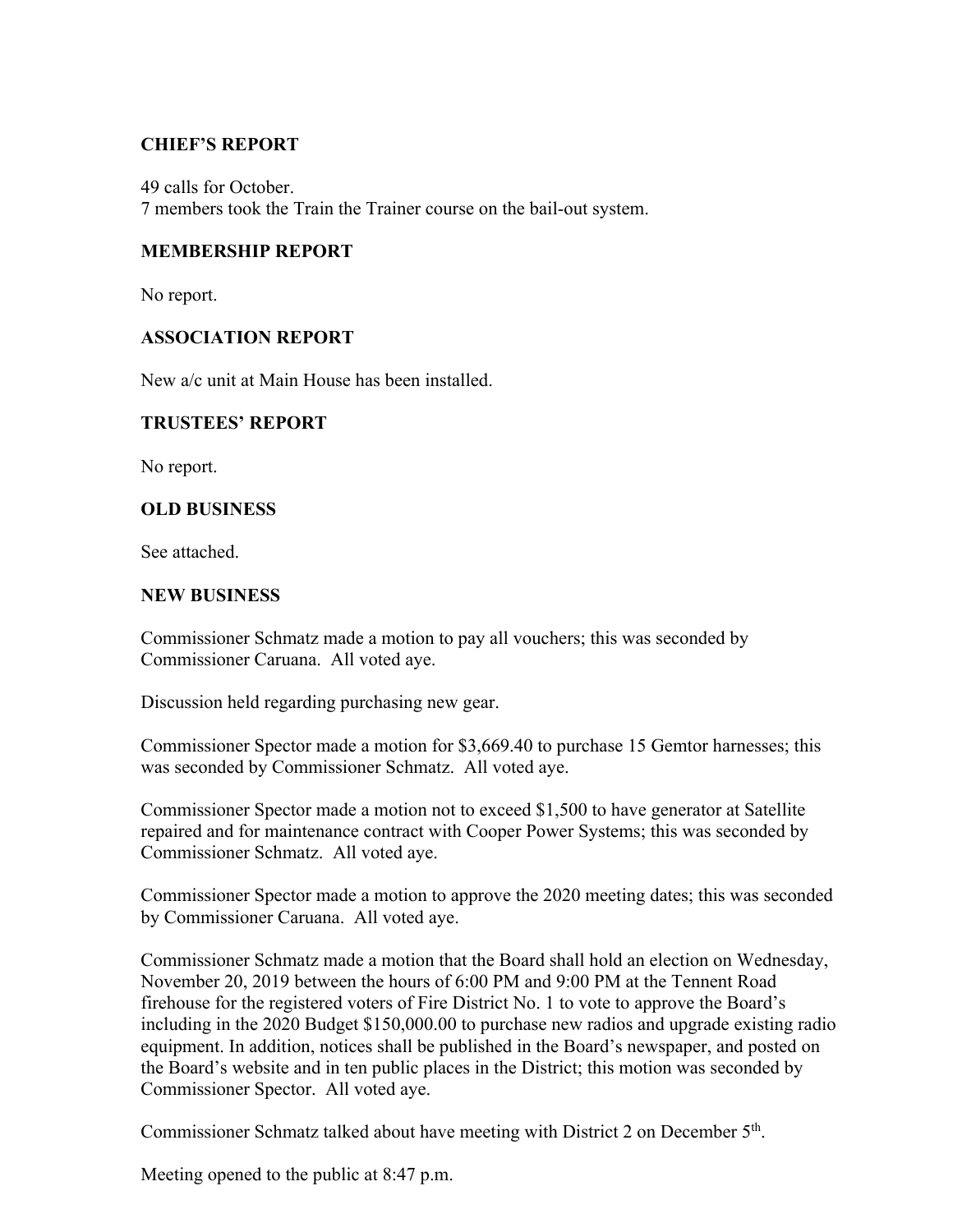## CHIEF'S REPORT

49 calls for October.
7 members took the Train the Trainer course on the bail-out system.

## MEMBERSHIP REPORT

No report.

## ASSOCIATION REPORT

New a/c unit at Main House has been installed.

## TRUSTEES' REPORT

No report.

## OLD BUSINESS

See attached.

## NEW BUSINESS

Commissioner Schmatz made a motion to pay all vouchers; this was seconded by Commissioner Caruana. All voted aye.

Discussion held regarding purchasing new gear.

Commissioner Spector made a motion for $3,669.40 to purchase 15 Gemtor harnesses; this was seconded by Commissioner Schmatz. All voted aye.

Commissioner Spector made a motion not to exceed $1,500 to have generator at Satellite repaired and for maintenance contract with Cooper Power Systems; this was seconded by Commissioner Schmatz. All voted aye.

Commissioner Spector made a motion to approve the 2020 meeting dates; this was seconded by Commissioner Caruana. All voted aye.

Commissioner Schmatz made a motion that the Board shall hold an election on Wednesday, November 20, 2019 between the hours of 6:00 PM and 9:00 PM at the Tennent Road firehouse for the registered voters of Fire District No. 1 to vote to approve the Board's including in the 2020 Budget $150,000.00 to purchase new radios and upgrade existing radio equipment. In addition, notices shall be published in the Board's newspaper, and posted on the Board's website and in ten public places in the District; this motion was seconded by Commissioner Spector. All voted aye.

Commissioner Schmatz talked about have meeting with District 2 on December 5th.

Meeting opened to the public at 8:47 p.m.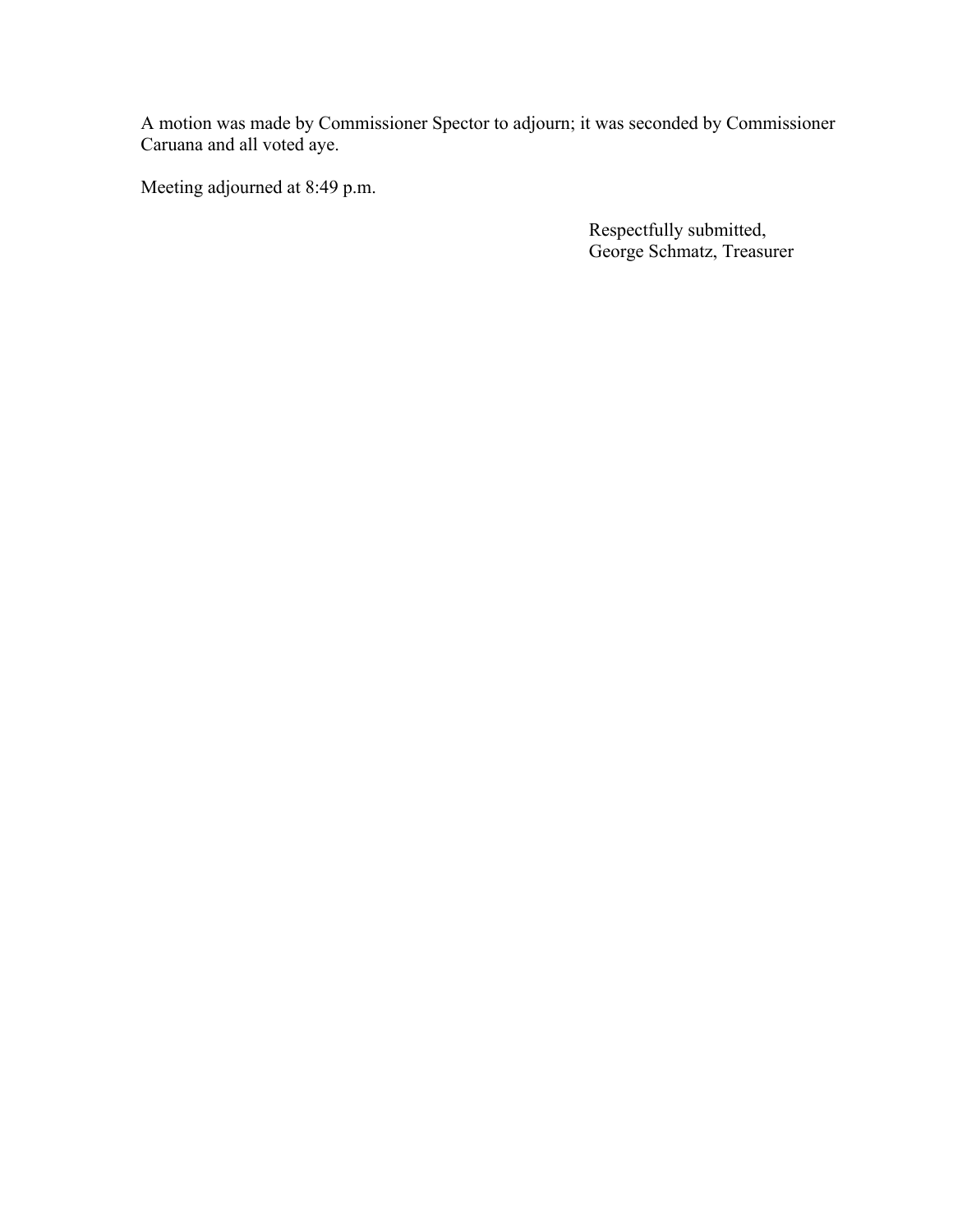A motion was made by Commissioner Spector to adjourn; it was seconded by Commissioner Caruana and all voted aye.

Meeting adjourned at 8:49 p.m.

Respectfully submitted,
George Schmatz, Treasurer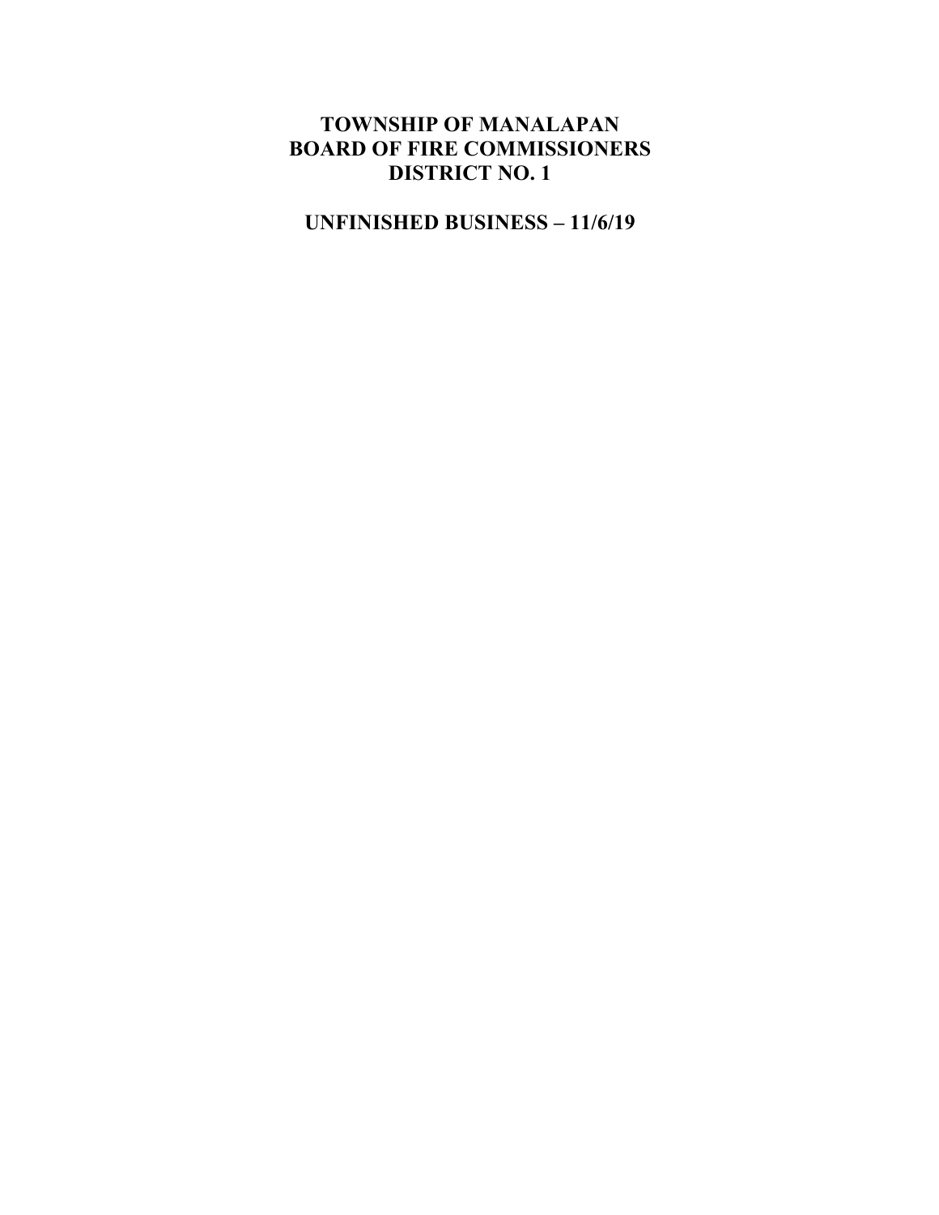# TOWNSHIP OF MANALAPAN
# BOARD OF FIRE COMMISSIONERS
# DISTRICT NO. 1

## UNFINISHED BUSINESS – 11/6/19